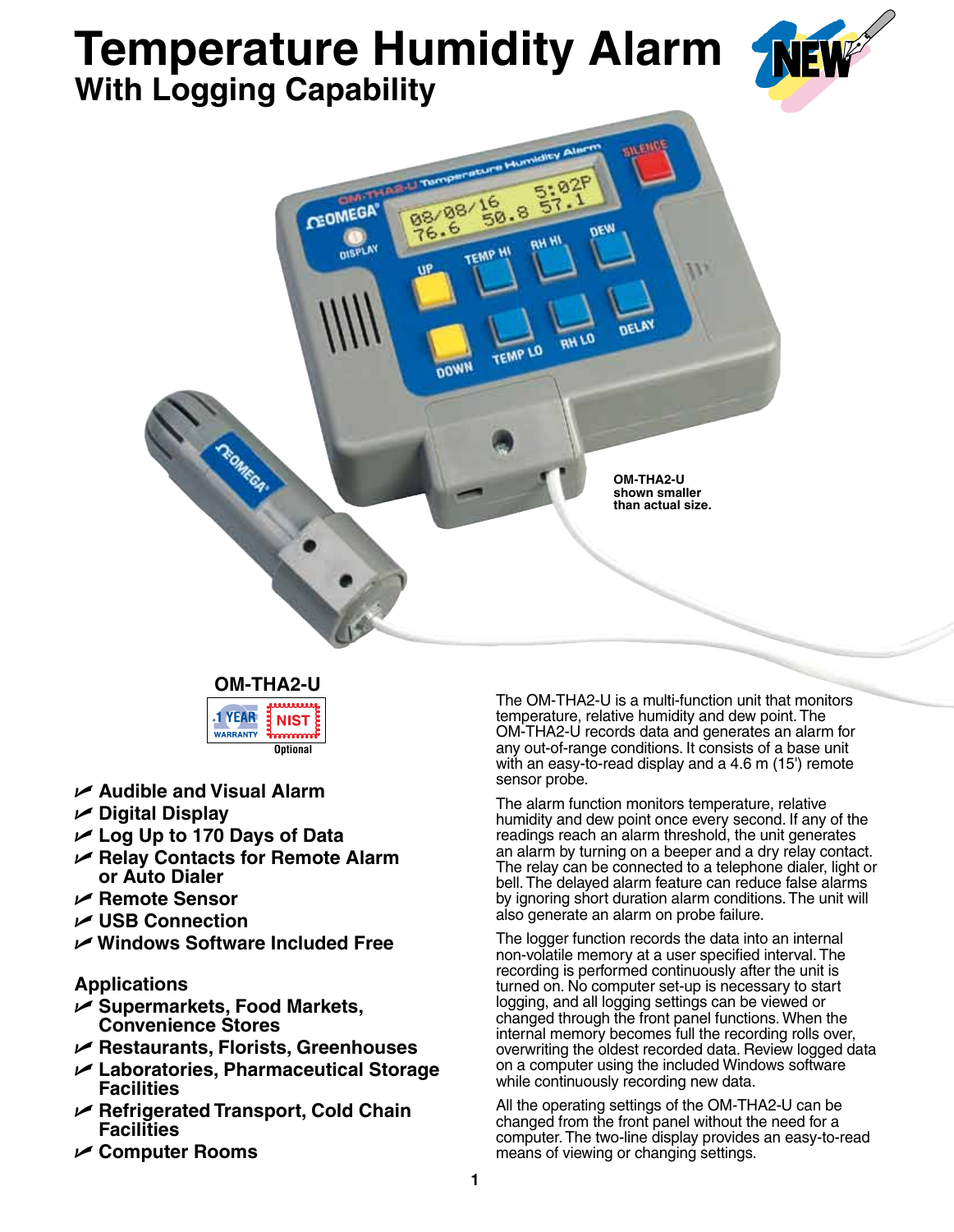# Temperature Humidity Alarm

## With Logging Capability

OM-THA2-U shown smaller than actual size.

**OM-THA2-U**

1 YEAR WARRANTY — NIST Optional

- **Audible and Visual Alarm**
- **Digital Display**
- **Log Up to 170 Days of Data**
- **Relay Contacts for Remote Alarm or Auto Dialer**
- **Remote Sensor**
- **USB Connection**
- **Windows Software Included Free**

### Applications

- **Supermarkets, Food Markets, Convenience Stores**
- **Restaurants, Florists, Greenhouses**
- **Laboratories, Pharmaceutical Storage Facilities**
- **Refrigerated Transport, Cold Chain Facilities**
- **Computer Rooms**

The OM-THA2-U is a multi-function unit that monitors temperature, relative humidity and dew point. The OM-THA2-U records data and generates an alarm for any out-of-range conditions. It consists of a base unit with an easy-to-read display and a 4.6 m (15') remote sensor probe.

The alarm function monitors temperature, relative humidity and dew point once every second. If any of the readings reach an alarm threshold, the unit generates an alarm by turning on a beeper and a dry relay contact. The relay can be connected to a telephone dialer, light or bell. The delayed alarm feature can reduce false alarms by ignoring short duration alarm conditions. The unit will also generate an alarm on probe failure.

The logger function records the data into an internal non-volatile memory at a user specified interval. The recording is performed continuously after the unit is turned on. No computer set-up is necessary to start logging, and all logging settings can be viewed or changed through the front panel functions. When the internal memory becomes full the recording rolls over, overwriting the oldest recorded data. Review logged data on a computer using the included Windows software while continuously recording new data.

All the operating settings of the OM-THA2-U can be changed from the front panel without the need for a computer. The two-line display provides an easy-to-read means of viewing or changing settings.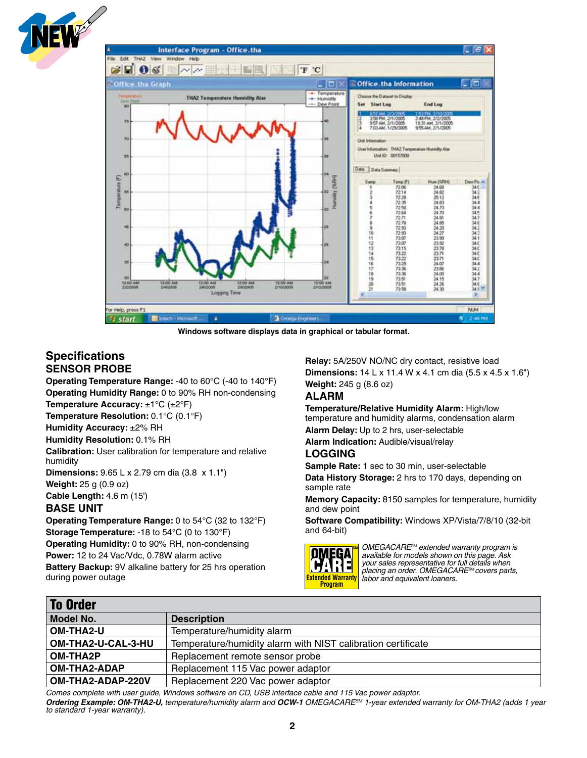Windows software displays data in graphical or tabular format.

## Specifications

### SENSOR PROBE

**Operating Temperature Range:** -40 to 60°C (-40 to 140°F)
**Operating Humidity Range:** 0 to 90% RH non-condensing
**Temperature Accuracy:** ±1°C (±2°F)
**Temperature Resolution:** 0.1°C (0.1°F)
**Humidity Accuracy:** ±2% RH
**Humidity Resolution:** 0.1% RH
**Calibration:** User calibration for temperature and relative humidity
**Dimensions:** 9.65 L x 2.79 cm dia (3.8 x 1.1")
**Weight:** 25 g (0.9 oz)
**Cable Length:** 4.6 m (15')

### BASE UNIT

**Operating Temperature Range:** 0 to 54°C (32 to 132°F)
**Storage Temperature:** -18 to 54°C (0 to 130°F)
**Operating Humidity:** 0 to 90% RH, non-condensing
**Power:** 12 to 24 Vac/Vdc, 0.78W alarm active
**Battery Backup:** 9V alkaline battery for 25 hrs operation during power outage
**Relay:** 5A/250V NO/NC dry contact, resistive load
**Dimensions:** 14 L x 11.4 W x 4.1 cm dia (5.5 x 4.5 x 1.6")
**Weight:** 245 g (8.6 oz)

### ALARM

**Temperature/Relative Humidity Alarm:** High/low temperature and humidity alarms, condensation alarm
**Alarm Delay:** Up to 2 hrs, user-selectable
**Alarm Indication:** Audible/visual/relay

### LOGGING

**Sample Rate:** 1 sec to 30 min, user-selectable
**Data History Storage:** 2 hrs to 170 days, depending on sample rate
**Memory Capacity:** 8150 samples for temperature, humidity and dew point
**Software Compatibility:** Windows XP/Vista/7/8/10 (32-bit and 64-bit)

OMEGACARE SM Extended Warranty Program

*OMEGACARE℠ extended warranty program is available for models shown on this page. Ask your sales representative for full details when placing an order. OMEGACARE℠ covers parts, labor and equivalent loaners.*

## To Order

| Model No. | Description |
|---|---|
| **OM-THA2-U** | Temperature/humidity alarm |
| **OM-THA2-U-CAL-3-HU** | Temperature/humidity alarm with NIST calibration certificate |
| **OM-THA2P** | Replacement remote sensor probe |
| **OM-THA2-ADAP** | Replacement 115 Vac power adaptor |
| **OM-THA2-ADAP-220V** | Replacement 220 Vac power adaptor |

*Comes complete with user guide, Windows software on CD, USB interface cable and 115 Vac power adaptor.*
***Ordering Example: OM-THA2-U,** temperature/humidity alarm and **OCW-1** OMEGACARE℠ 1-year extended warranty for OM-THA2 (adds 1 year to standard 1-year warranty).*